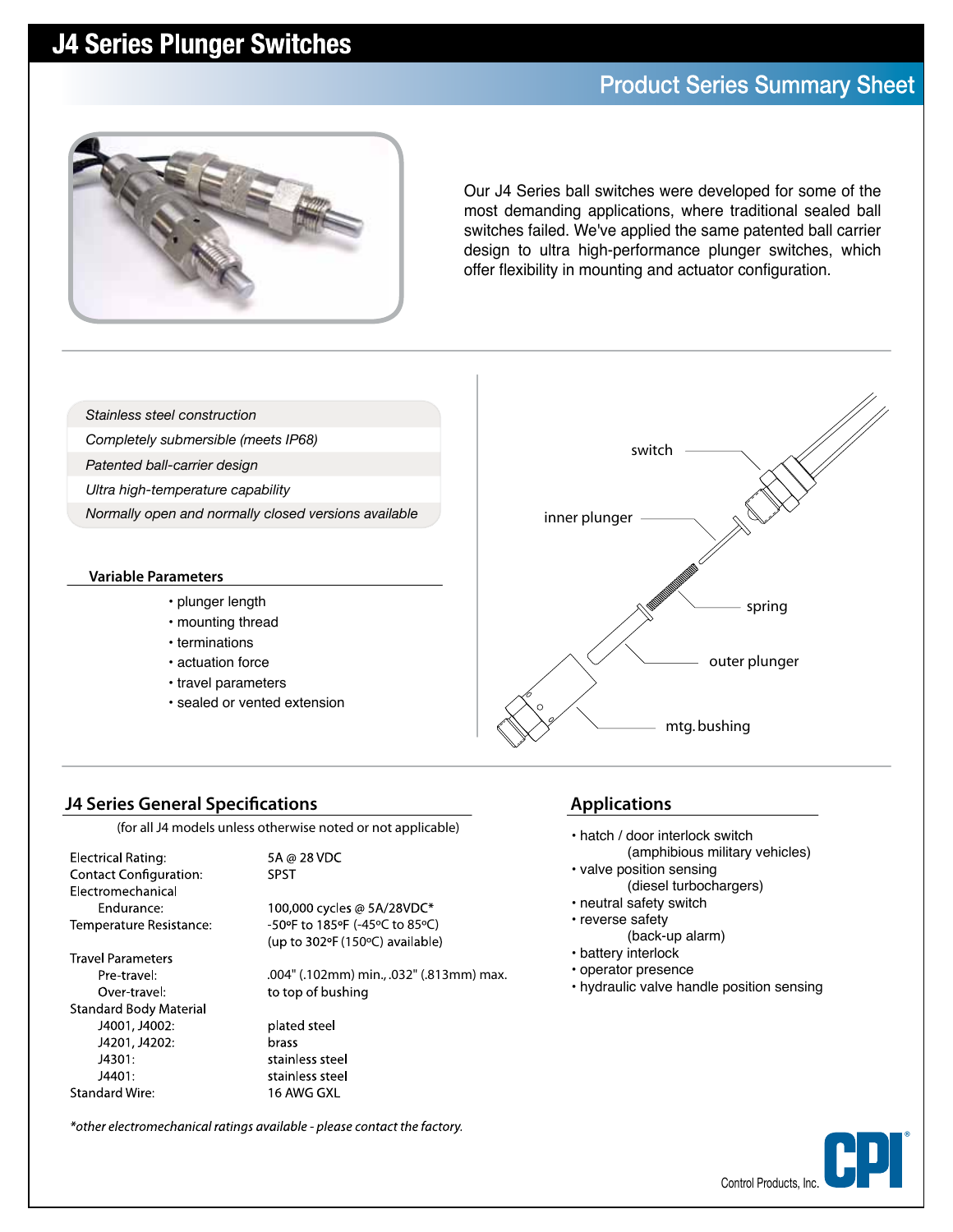# J4 Series Plunger Switches

## Product Series Summary Sheet

Our J4 Series ball switches were developed for some of the most demanding applications, where traditional sealed ball switches failed. We've applied the same patented ball carrier design to ultra high-performance plunger switches, which offer flexibility in mounting and actuator configuration.

*Stainless steel construction*

*Completely submersible (meets IP68)*

*Patented ball-carrier design*

*Ultra high-temperature capability*

*Normally open and normally closed versions available*

### Variable Parameters

- plunger length
- mounting thread
- terminations
- actuation force
- travel parameters
- sealed or vented extension

switch

inner plunger

spring

outer plunger

mtg. bushing

## J4 Series General Specifications

(for all J4 models unless otherwise noted or not applicable)

| | |
|---|---|
| Electrical Rating: | 5A @ 28 VDC |
| Contact Configuration: | SPST |
| Electromechanical Endurance: | 100,000 cycles @ 5A/28VDC* |
| Temperature Resistance: | -50ºF to 185ºF (-45ºC to 85ºC) (up to 302ºF (150ºC) available) |
| Travel Parameters | |
| Pre-travel: | .004" (.102mm) min., .032" (.813mm) max. |
| Over-travel: | to top of bushing |
| Standard Body Material | |
| J4001, J4002: | plated steel |
| J4201, J4202: | brass |
| J4301: | stainless steel |
| J4401: | stainless steel |
| Standard Wire: | 16 AWG GXL |

*\*other electromechanical ratings available - please contact the factory.*

## Applications

- hatch / door interlock switch (amphibious military vehicles)
- valve position sensing (diesel turbochargers)
- neutral safety switch
- reverse safety (back-up alarm)
- battery interlock
- operator presence
- hydraulic valve handle position sensing

Control Products, Inc. CPI®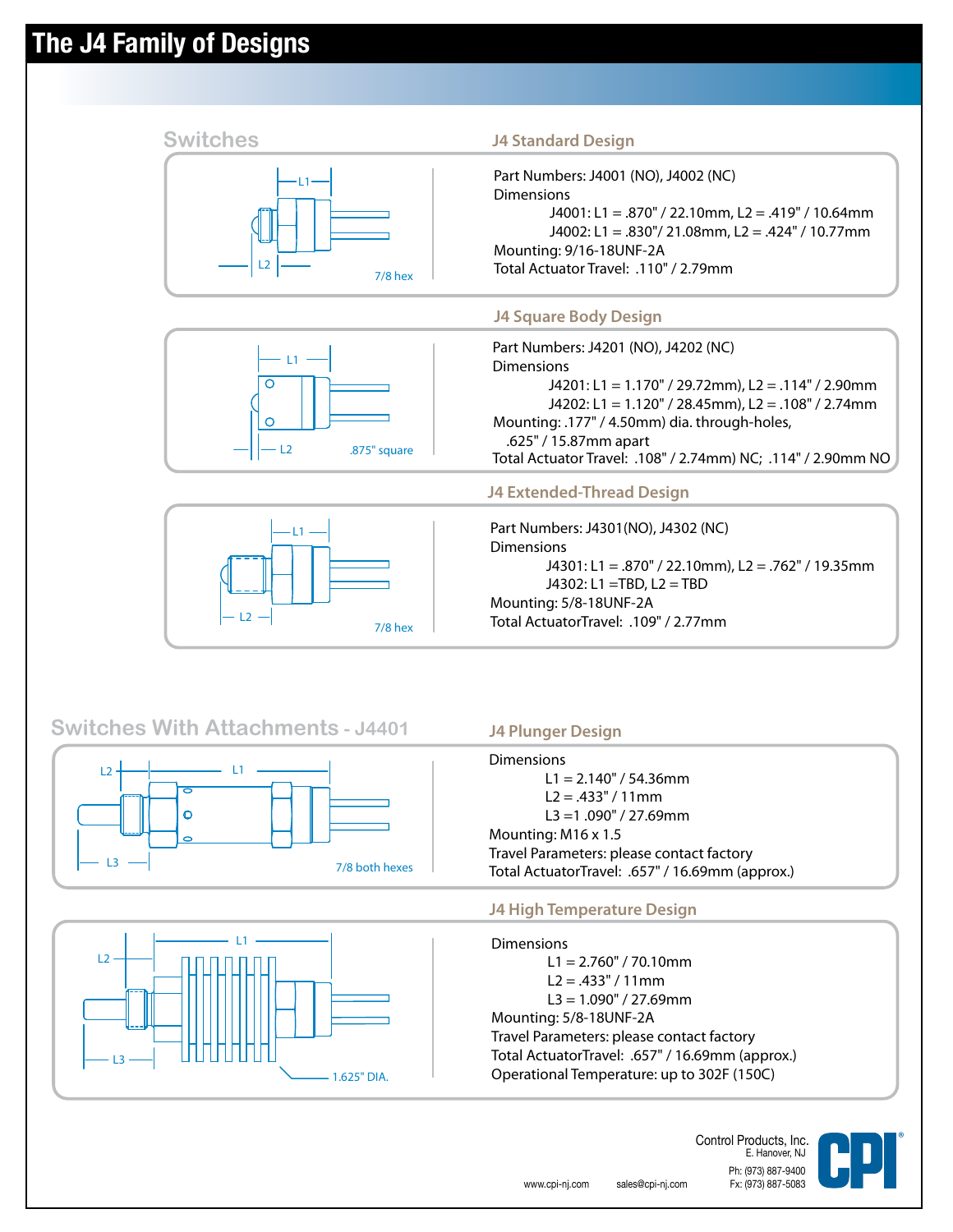# The J4 Family of Designs

## Switches

### J4 Standard Design

L1

L2

7/8 hex

Part Numbers: J4001 (NO), J4002 (NC)

Dimensions

J4001: L1 = .870" / 22.10mm, L2 = .419" / 10.64mm

J4002: L1 = .830"/ 21.08mm, L2 = .424" / 10.77mm

Mounting: 9/16-18UNF-2A

Total Actuator Travel: .110" / 2.79mm

### J4 Square Body Design

L1

L2

.875" square

Part Numbers: J4201 (NO), J4202 (NC)

Dimensions

J4201: L1 = 1.170" / 29.72mm), L2 = .114" / 2.90mm

J4202: L1 = 1.120" / 28.45mm), L2 = .108" / 2.74mm

Mounting: .177" / 4.50mm) dia. through-holes, .625" / 15.87mm apart

Total Actuator Travel: .108" / 2.74mm) NC; .114" / 2.90mm NO

### J4 Extended-Thread Design

L1

L2

7/8 hex

Part Numbers: J4301(NO), J4302 (NC)

Dimensions

J4301: L1 = .870" / 22.10mm), L2 = .762" / 19.35mm

J4302: L1 =TBD, L2 = TBD

Mounting: 5/8-18UNF-2A

Total ActuatorTravel: .109" / 2.77mm

## Switches With Attachments - J4401

### J4 Plunger Design

L2

L1

L3

7/8 both hexes

Dimensions

L1 = 2.140" / 54.36mm

L2 = .433" / 11mm

L3 =1 .090" / 27.69mm

Mounting: M16 x 1.5

Travel Parameters: please contact factory

Total ActuatorTravel: .657" / 16.69mm (approx.)

### J4 High Temperature Design

L1

L2

L3

1.625" DIA.

Dimensions

L1 = 2.760" / 70.10mm

L2 = .433" / 11mm

L3 = 1.090" / 27.69mm

Mounting: 5/8-18UNF-2A

Travel Parameters: please contact factory

Total ActuatorTravel: .657" / 16.69mm (approx.)

Operational Temperature: up to 302F (150C)

Control Products, Inc.
E. Hanover, NJ

Ph: (973) 887-9400
Fx: (973) 887-5083

www.cpi-nj.com sales@cpi-nj.com

CPI®